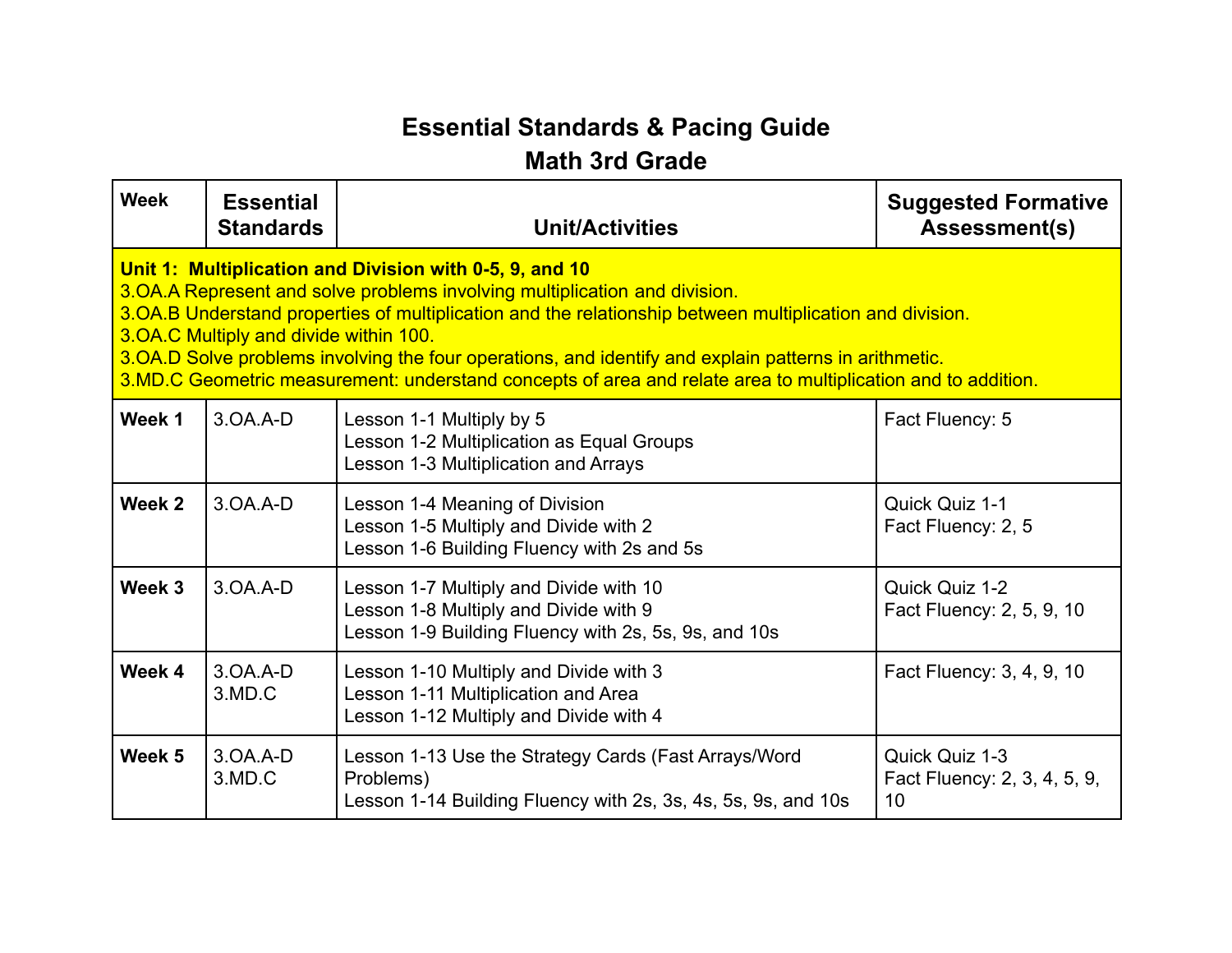# Essential Standards & Pacing Guide
## Math 3rd Grade

| Week | Essential Standards | Unit/Activities | Suggested Formative Assessment(s) |
|---|---|---|---|
| **Unit 1: Multiplication and Division with 0-5, 9, and 10**<br>3.OA.A Represent and solve problems involving multiplication and division.<br>3.OA.B Understand properties of multiplication and the relationship between multiplication and division.<br>3.OA.C Multiply and divide within 100.<br>3.OA.D Solve problems involving the four operations, and identify and explain patterns in arithmetic.<br>3.MD.C Geometric measurement: understand concepts of area and relate area to multiplication and to addition. | | | |
| **Week 1** | 3.OA.A-D | Lesson 1-1 Multiply by 5<br>Lesson 1-2 Multiplication as Equal Groups<br>Lesson 1-3 Multiplication and Arrays | Fact Fluency: 5 |
| **Week 2** | 3.OA.A-D | Lesson 1-4 Meaning of Division<br>Lesson 1-5 Multiply and Divide with 2<br>Lesson 1-6 Building Fluency with 2s and 5s | Quick Quiz 1-1<br>Fact Fluency: 2, 5 |
| **Week 3** | 3.OA.A-D | Lesson 1-7 Multiply and Divide with 10<br>Lesson 1-8 Multiply and Divide with 9<br>Lesson 1-9 Building Fluency with 2s, 5s, 9s, and 10s | Quick Quiz 1-2<br>Fact Fluency: 2, 5, 9, 10 |
| **Week 4** | 3.OA.A-D<br>3.MD.C | Lesson 1-10 Multiply and Divide with 3<br>Lesson 1-11 Multiplication and Area<br>Lesson 1-12 Multiply and Divide with 4 | Fact Fluency: 3, 4, 9, 10 |
| **Week 5** | 3.OA.A-D<br>3.MD.C | Lesson 1-13 Use the Strategy Cards (Fast Arrays/Word Problems)<br>Lesson 1-14 Building Fluency with 2s, 3s, 4s, 5s, 9s, and 10s | Quick Quiz 1-3<br>Fact Fluency: 2, 3, 4, 5, 9, 10 |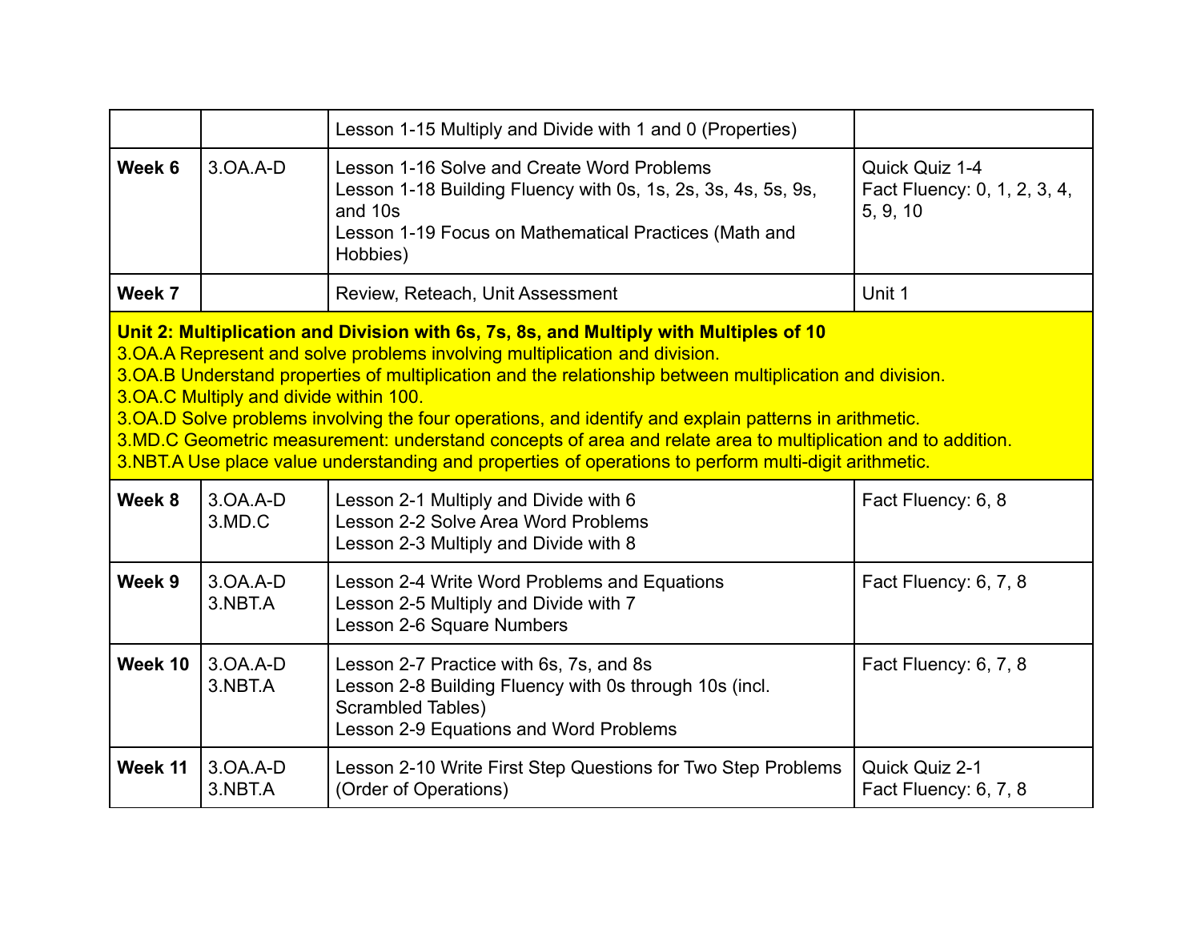| | | | |
|---|---|---|---|
| | | Lesson 1-15 Multiply and Divide with 1 and 0 (Properties) | |
| **Week 6** | 3.OA.A-D | Lesson 1-16 Solve and Create Word Problems<br>Lesson 1-18 Building Fluency with 0s, 1s, 2s, 3s, 4s, 5s, 9s, and 10s<br>Lesson 1-19 Focus on Mathematical Practices (Math and Hobbies) | Quick Quiz 1-4<br>Fact Fluency: 0, 1, 2, 3, 4, 5, 9, 10 |
| **Week 7** | | Review, Reteach, Unit Assessment | Unit 1 |
| **Unit 2: Multiplication and Division with 6s, 7s, 8s, and Multiply with Multiples of 10**<br>3.OA.A Represent and solve problems involving multiplication and division.<br>3.OA.B Understand properties of multiplication and the relationship between multiplication and division.<br>3.OA.C Multiply and divide within 100.<br>3.OA.D Solve problems involving the four operations, and identify and explain patterns in arithmetic.<br>3.MD.C Geometric measurement: understand concepts of area and relate area to multiplication and to addition.<br>3.NBT.A Use place value understanding and properties of operations to perform multi-digit arithmetic. | | | |
| **Week 8** | 3.OA.A-D<br>3.MD.C | Lesson 2-1 Multiply and Divide with 6<br>Lesson 2-2 Solve Area Word Problems<br>Lesson 2-3 Multiply and Divide with 8 | Fact Fluency: 6, 8 |
| **Week 9** | 3.OA.A-D<br>3.NBT.A | Lesson 2-4 Write Word Problems and Equations<br>Lesson 2-5 Multiply and Divide with 7<br>Lesson 2-6 Square Numbers | Fact Fluency: 6, 7, 8 |
| **Week 10** | 3.OA.A-D<br>3.NBT.A | Lesson 2-7 Practice with 6s, 7s, and 8s<br>Lesson 2-8 Building Fluency with 0s through 10s (incl. Scrambled Tables)<br>Lesson 2-9 Equations and Word Problems | Fact Fluency: 6, 7, 8 |
| **Week 11** | 3.OA.A-D<br>3.NBT.A | Lesson 2-10 Write First Step Questions for Two Step Problems (Order of Operations) | Quick Quiz 2-1<br>Fact Fluency: 6, 7, 8 |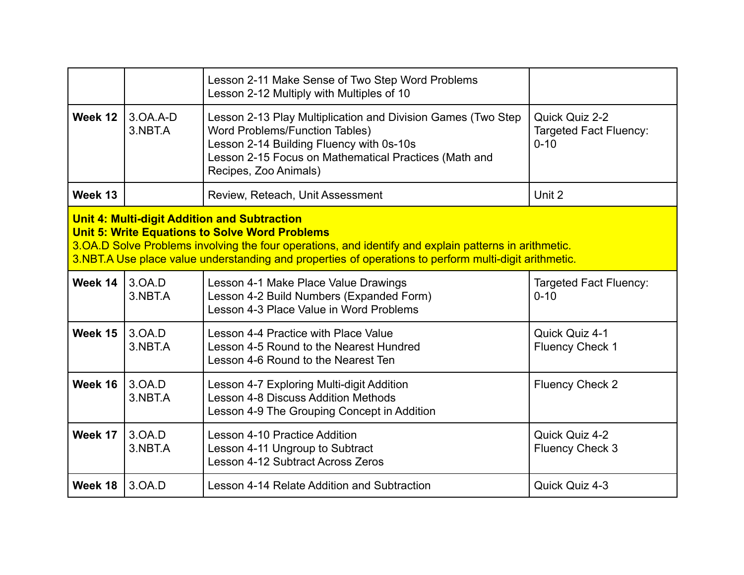| | | | |
|---|---|---|---|
| | | Lesson 2-11 Make Sense of Two Step Word Problems<br>Lesson 2-12 Multiply with Multiples of 10 | |
| **Week 12** | 3.OA.A-D<br>3.NBT.A | Lesson 2-13 Play Multiplication and Division Games (Two Step Word Problems/Function Tables)<br>Lesson 2-14 Building Fluency with 0s-10s<br>Lesson 2-15 Focus on Mathematical Practices (Math and Recipes, Zoo Animals) | Quick Quiz 2-2<br>Targeted Fact Fluency: 0-10 |
| **Week 13** | | Review, Reteach, Unit Assessment | Unit 2 |
| **Unit 4: Multi-digit Addition and Subtraction**<br>**Unit 5: Write Equations to Solve Word Problems**<br>3.OA.D Solve Problems involving the four operations, and identify and explain patterns in arithmetic.<br>3.NBT.A Use place value understanding and properties of operations to perform multi-digit arithmetic. | | | |
| **Week 14** | 3.OA.D<br>3.NBT.A | Lesson 4-1 Make Place Value Drawings<br>Lesson 4-2 Build Numbers (Expanded Form)<br>Lesson 4-3 Place Value in Word Problems | Targeted Fact Fluency: 0-10 |
| **Week 15** | 3.OA.D<br>3.NBT.A | Lesson 4-4 Practice with Place Value<br>Lesson 4-5 Round to the Nearest Hundred<br>Lesson 4-6 Round to the Nearest Ten | Quick Quiz 4-1<br>Fluency Check 1 |
| **Week 16** | 3.OA.D<br>3.NBT.A | Lesson 4-7 Exploring Multi-digit Addition<br>Lesson 4-8 Discuss Addition Methods<br>Lesson 4-9 The Grouping Concept in Addition | Fluency Check 2 |
| **Week 17** | 3.OA.D<br>3.NBT.A | Lesson 4-10 Practice Addition<br>Lesson 4-11 Ungroup to Subtract<br>Lesson 4-12 Subtract Across Zeros | Quick Quiz 4-2<br>Fluency Check 3 |
| **Week 18** | 3.OA.D | Lesson 4-14 Relate Addition and Subtraction | Quick Quiz 4-3 |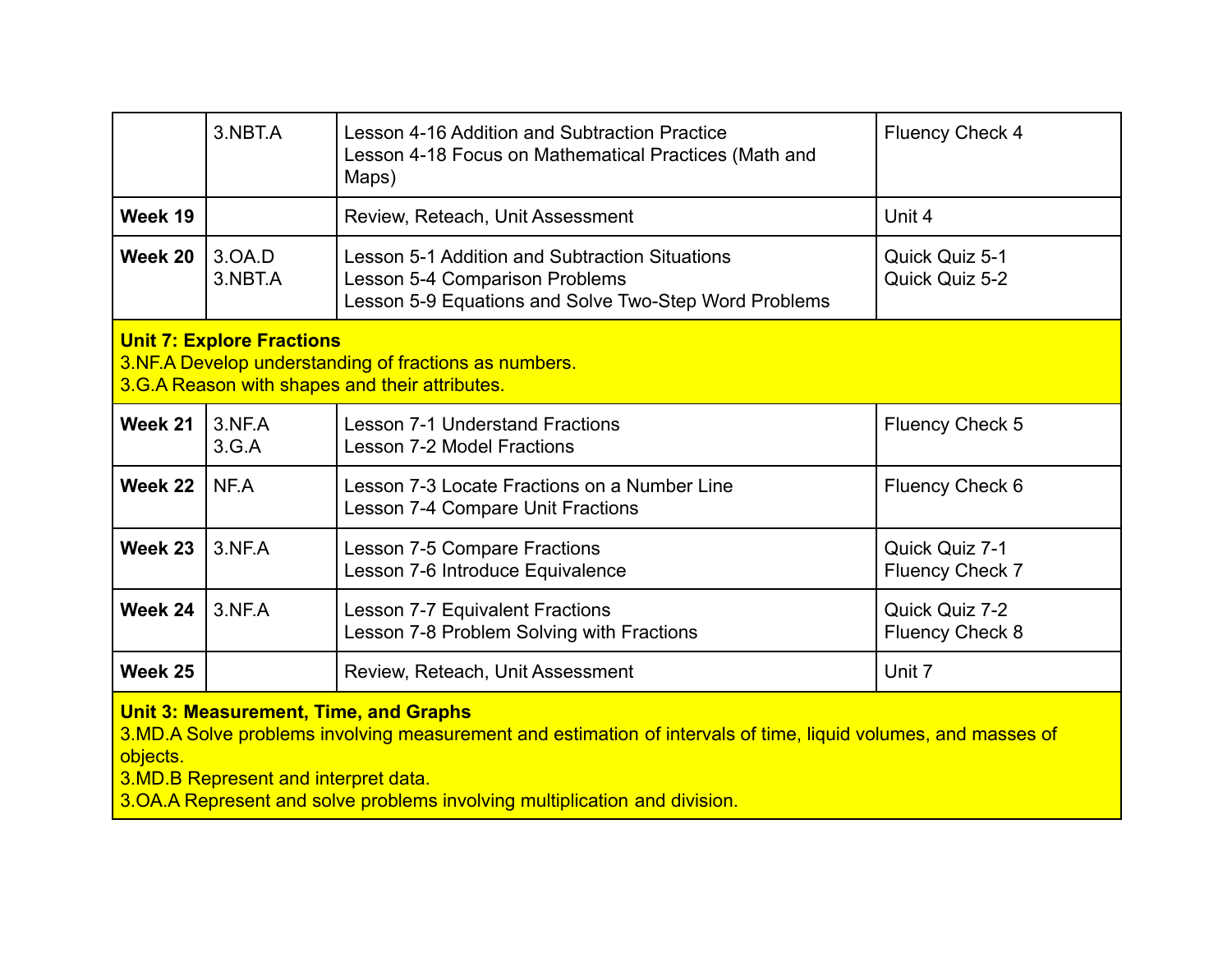| | | | |
|---|---|---|---|
| | 3.NBT.A | Lesson 4-16 Addition and Subtraction Practice<br>Lesson 4-18 Focus on Mathematical Practices (Math and Maps) | Fluency Check 4 |
| **Week 19** | | Review, Reteach, Unit Assessment | Unit 4 |
| **Week 20** | 3.OA.D<br>3.NBT.A | Lesson 5-1 Addition and Subtraction Situations<br>Lesson 5-4 Comparison Problems<br>Lesson 5-9 Equations and Solve Two-Step Word Problems | Quick Quiz 5-1<br>Quick Quiz 5-2 |
| **Unit 7: Explore Fractions**<br>3.NF.A Develop understanding of fractions as numbers.<br>3.G.A Reason with shapes and their attributes. | | | |
| **Week 21** | 3.NF.A<br>3.G.A | Lesson 7-1 Understand Fractions<br>Lesson 7-2 Model Fractions | Fluency Check 5 |
| **Week 22** | NF.A | Lesson 7-3 Locate Fractions on a Number Line<br>Lesson 7-4 Compare Unit Fractions | Fluency Check 6 |
| **Week 23** | 3.NF.A | Lesson 7-5 Compare Fractions<br>Lesson 7-6 Introduce Equivalence | Quick Quiz 7-1<br>Fluency Check 7 |
| **Week 24** | 3.NF.A | Lesson 7-7 Equivalent Fractions<br>Lesson 7-8 Problem Solving with Fractions | Quick Quiz 7-2<br>Fluency Check 8 |
| **Week 25** | | Review, Reteach, Unit Assessment | Unit 7 |
| **Unit 3: Measurement, Time, and Graphs**<br>3.MD.A Solve problems involving measurement and estimation of intervals of time, liquid volumes, and masses of objects.<br>3.MD.B Represent and interpret data.<br>3.OA.A Represent and solve problems involving multiplication and division. | | | |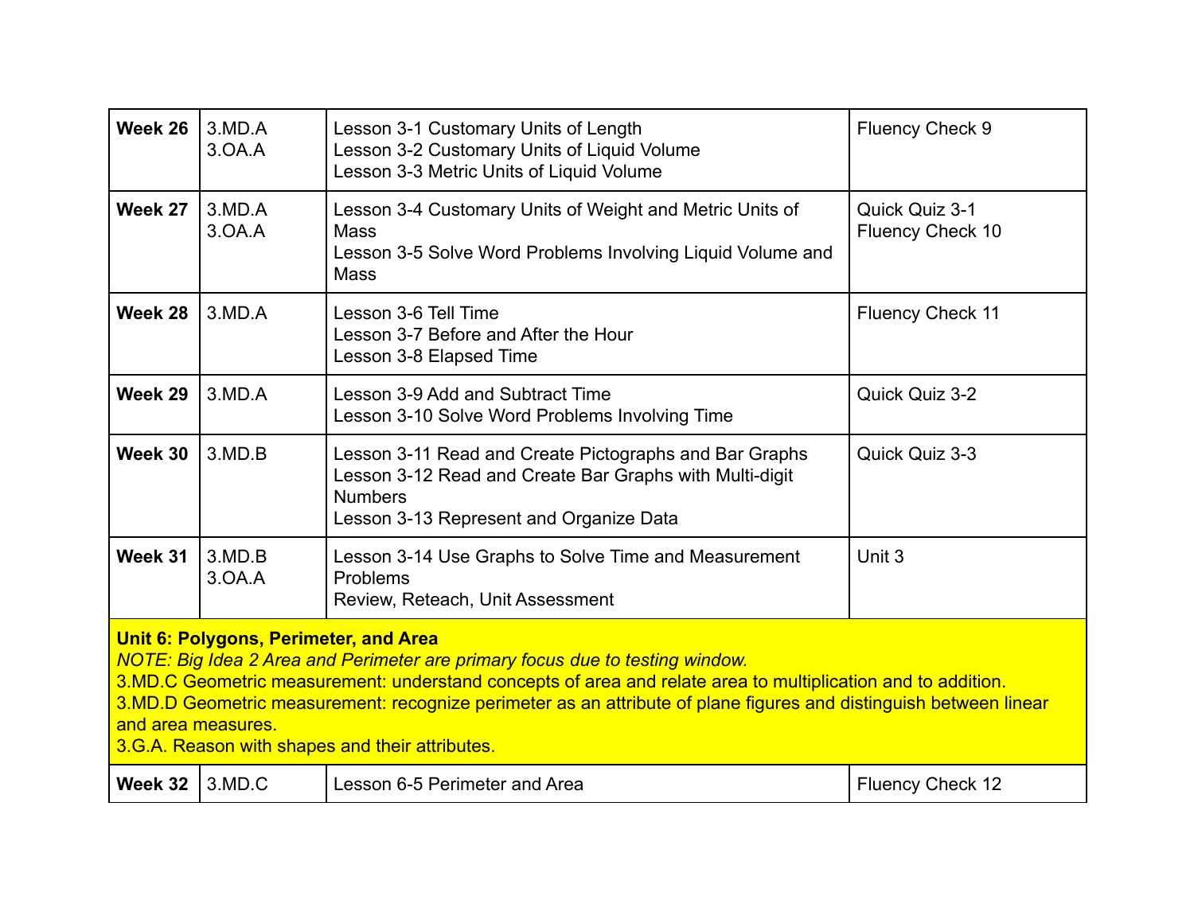| Week | Standards | Lessons | Assessments |
| --- | --- | --- | --- |
| **Week 26** | 3.MD.A<br>3.OA.A | Lesson 3-1 Customary Units of Length<br>Lesson 3-2 Customary Units of Liquid Volume<br>Lesson 3-3 Metric Units of Liquid Volume | Fluency Check 9 |
| **Week 27** | 3.MD.A<br>3.OA.A | Lesson 3-4 Customary Units of Weight and Metric Units of Mass<br>Lesson 3-5 Solve Word Problems Involving Liquid Volume and Mass | Quick Quiz 3-1<br>Fluency Check 10 |
| **Week 28** | 3.MD.A | Lesson 3-6 Tell Time<br>Lesson 3-7 Before and After the Hour<br>Lesson 3-8 Elapsed Time | Fluency Check 11 |
| **Week 29** | 3.MD.A | Lesson 3-9 Add and Subtract Time<br>Lesson 3-10 Solve Word Problems Involving Time | Quick Quiz 3-2 |
| **Week 30** | 3.MD.B | Lesson 3-11 Read and Create Pictographs and Bar Graphs<br>Lesson 3-12 Read and Create Bar Graphs with Multi-digit Numbers<br>Lesson 3-13 Represent and Organize Data | Quick Quiz 3-3 |
| **Week 31** | 3.MD.B<br>3.OA.A | Lesson 3-14 Use Graphs to Solve Time and Measurement Problems<br>Review, Reteach, Unit Assessment | Unit 3 |
| **Unit 6: Polygons, Perimeter, and Area**<br>*NOTE: Big Idea 2 Area and Perimeter are primary focus due to testing window.*<br>3.MD.C Geometric measurement: understand concepts of area and relate area to multiplication and to addition.<br>3.MD.D Geometric measurement: recognize perimeter as an attribute of plane figures and distinguish between linear and area measures.<br>3.G.A. Reason with shapes and their attributes. | | | |
| **Week 32** | 3.MD.C | Lesson 6-5 Perimeter and Area | Fluency Check 12 |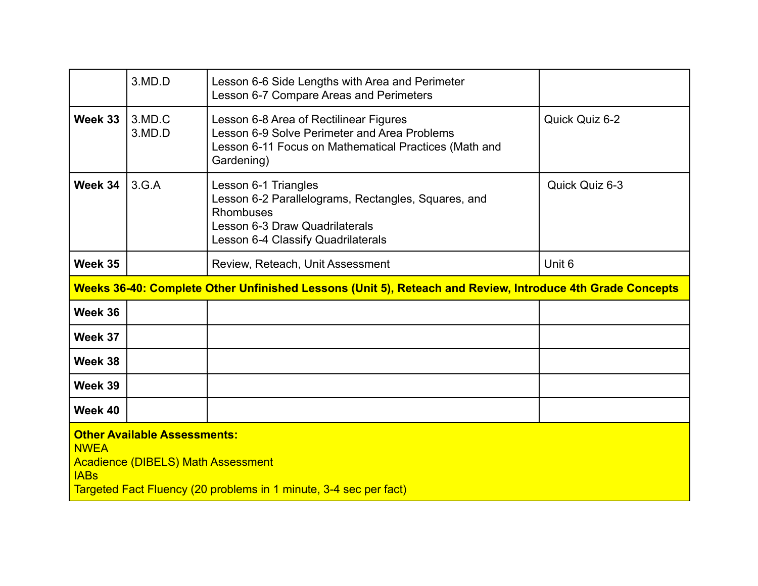| | | | |
|---|---|---|---|
| | 3.MD.D | Lesson 6-6 Side Lengths with Area and Perimeter<br>Lesson 6-7 Compare Areas and Perimeters | |
| **Week 33** | 3.MD.C<br>3.MD.D | Lesson 6-8 Area of Rectilinear Figures<br>Lesson 6-9 Solve Perimeter and Area Problems<br>Lesson 6-11 Focus on Mathematical Practices (Math and Gardening) | Quick Quiz 6-2 |
| **Week 34** | 3.G.A | Lesson 6-1 Triangles<br>Lesson 6-2 Parallelograms, Rectangles, Squares, and Rhombuses<br>Lesson 6-3 Draw Quadrilaterals<br>Lesson 6-4 Classify Quadrilaterals | Quick Quiz 6-3 |
| **Week 35** | | Review, Reteach, Unit Assessment | Unit 6 |
| **Weeks 36-40: Complete Other Unfinished Lessons (Unit 5), Reteach and Review, Introduce 4th Grade Concepts** | | | |
| **Week 36** | | | |
| **Week 37** | | | |
| **Week 38** | | | |
| **Week 39** | | | |
| **Week 40** | | | |
| **Other Available Assessments:**<br>NWEA<br>Acadience (DIBELS) Math Assessment<br>IABs<br>Targeted Fact Fluency (20 problems in 1 minute, 3-4 sec per fact) | | | |